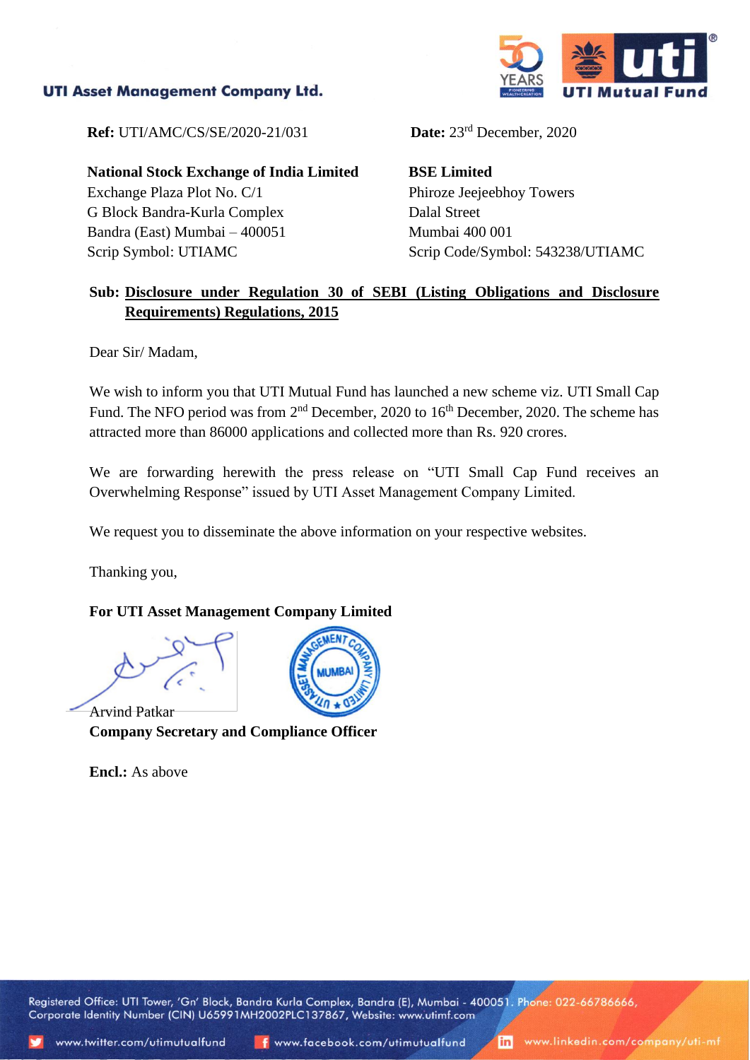**UTI Asset Management Company Ltd.**

**Ref:** UTI/AMC/CS/SE/2020-21/031

**Date:** 23rd December, 2020

**National Stock Exchange of India Limited**
Exchange Plaza Plot No. C/1
G Block Bandra-Kurla Complex
Bandra (East) Mumbai – 400051
Scrip Symbol: UTIAMC

**BSE Limited**
Phiroze Jeejeebhoy Towers
Dalal Street
Mumbai 400 001
Scrip Code/Symbol: 543238/UTIAMC

**Sub: Disclosure under Regulation 30 of SEBI (Listing Obligations and Disclosure Requirements) Regulations, 2015**

Dear Sir/ Madam,

We wish to inform you that UTI Mutual Fund has launched a new scheme viz. UTI Small Cap Fund. The NFO period was from 2nd December, 2020 to 16th December, 2020. The scheme has attracted more than 86000 applications and collected more than Rs. 920 crores.

We are forwarding herewith the press release on "UTI Small Cap Fund receives an Overwhelming Response" issued by UTI Asset Management Company Limited.

We request you to disseminate the above information on your respective websites.

Thanking you,

**For UTI Asset Management Company Limited**

Arvind Patkar
**Company Secretary and Compliance Officer**

**Encl.:** As above

Registered Office: UTI Tower, 'Gn' Block, Bandra Kurla Complex, Bandra (E), Mumbai - 400051. Phone: 022-66786666, Corporate Identity Number (CIN) U65991MH2002PLC137867, Website: www.utimf.com

www.twitter.com/utimutualfund www.facebook.com/utimutualfund www.linkedin.com/company/uti-mf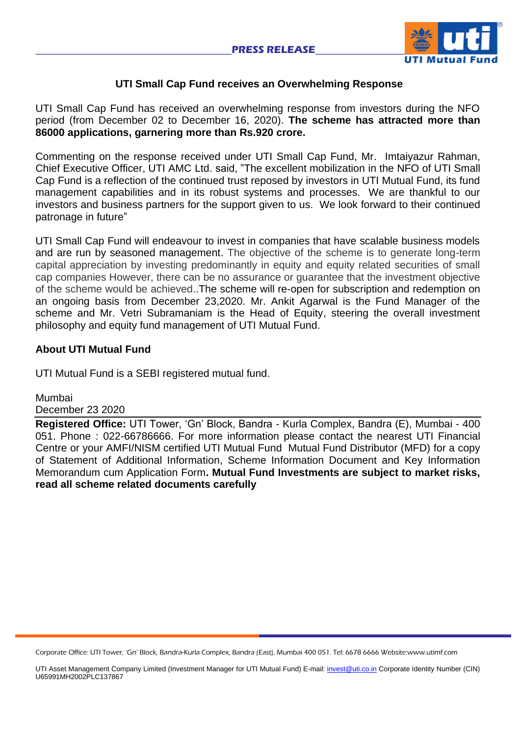**PRESS RELEASE**

### UTI Small Cap Fund receives an Overwhelming Response

UTI Small Cap Fund has received an overwhelming response from investors during the NFO period (from December 02 to December 16, 2020). **The scheme has attracted more than 86000 applications, garnering more than Rs.920 crore.**

Commenting on the response received under UTI Small Cap Fund, Mr. Imtaiyazur Rahman, Chief Executive Officer, UTI AMC Ltd. said, "The excellent mobilization in the NFO of UTI Small Cap Fund is a reflection of the continued trust reposed by investors in UTI Mutual Fund, its fund management capabilities and in its robust systems and processes. We are thankful to our investors and business partners for the support given to us. We look forward to their continued patronage in future"

UTI Small Cap Fund will endeavour to invest in companies that have scalable business models and are run by seasoned management. The objective of the scheme is to generate long-term capital appreciation by investing predominantly in equity and equity related securities of small cap companies However, there can be no assurance or guarantee that the investment objective of the scheme would be achieved..The scheme will re-open for subscription and redemption on an ongoing basis from December 23,2020. Mr. Ankit Agarwal is the Fund Manager of the scheme and Mr. Vetri Subramaniam is the Head of Equity, steering the overall investment philosophy and equity fund management of UTI Mutual Fund.

**About UTI Mutual Fund**

UTI Mutual Fund is a SEBI registered mutual fund.

Mumbai
December 23 2020

**Registered Office:** UTI Tower, 'Gn' Block, Bandra - Kurla Complex, Bandra (E), Mumbai - 400 051. Phone : 022-66786666. For more information please contact the nearest UTI Financial Centre or your AMFI/NISM certified UTI Mutual Fund Mutual Fund Distributor (MFD) for a copy of Statement of Additional Information, Scheme Information Document and Key Information Memorandum cum Application Form**. Mutual Fund Investments are subject to market risks, read all scheme related documents carefully**

Corporate Office: UTI Tower, 'Gn' Block, Bandra-Kurla Complex, Bandra (East), Mumbai 400 051. Tel: 6678 6666 Website:www.utimf.com

UTI Asset Management Company Limited (Investment Manager for UTI Mutual Fund) E-mail: invest@uti.co.in Corporate Identity Number (CIN) U65991MH2002PLC137867